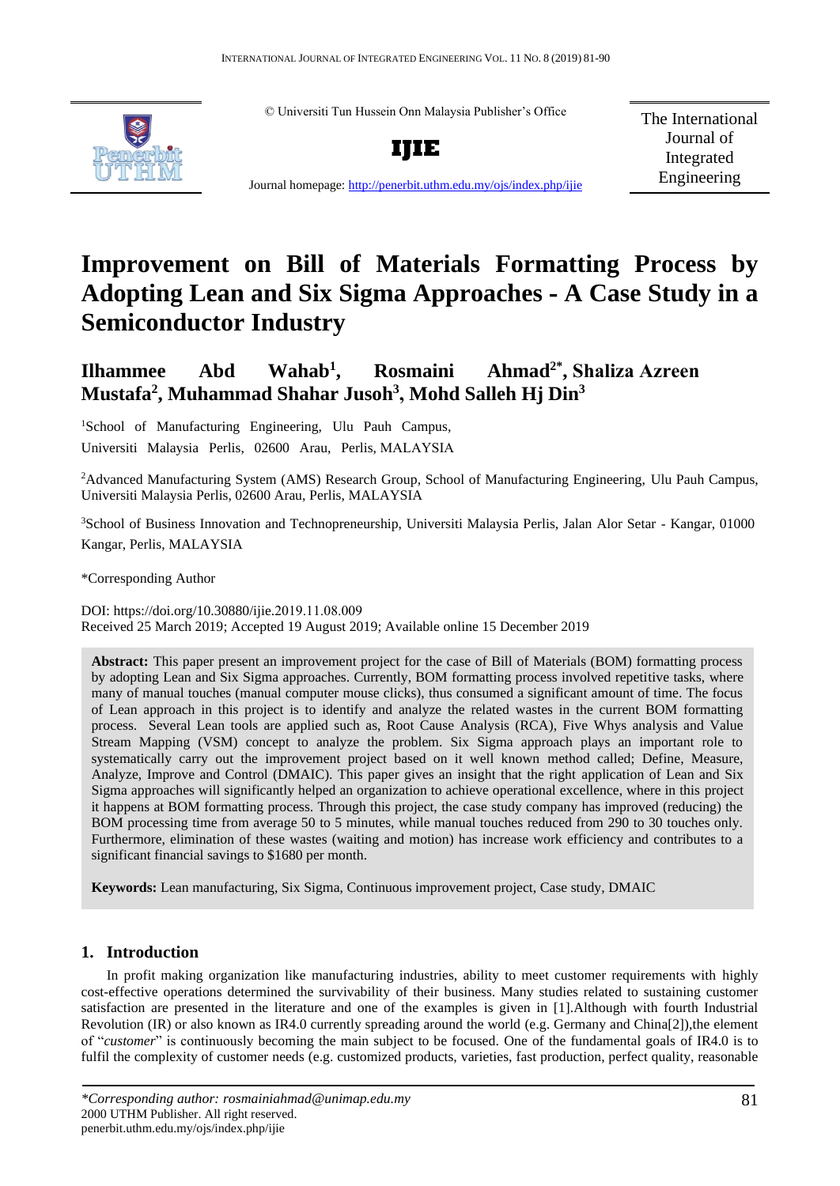© Universiti Tun Hussein Onn Malaysia Publisher's Office

**IJIE**

Journal homepage: http://penerbit.uthm.edu.my/ojs/index.php/ijie

The International Journal of Integrated Engineering

# Improvement on Bill of Materials Formatting Process by Adopting Lean and Six Sigma Approaches - A Case Study in a Semiconductor Industry

**Ilhammee Abd Wahab[1], Rosmaini Ahmad[2*], Shaliza Azreen Mustafa[2], Muhammad Shahar Jusoh[3], Mohd Salleh Hj Din[3]**

[1]School of Manufacturing Engineering, Ulu Pauh Campus, Universiti Malaysia Perlis, 02600 Arau, Perlis, MALAYSIA

[2]Advanced Manufacturing System (AMS) Research Group, School of Manufacturing Engineering, Ulu Pauh Campus, Universiti Malaysia Perlis, 02600 Arau, Perlis, MALAYSIA

[3]School of Business Innovation and Technopreneurship, Universiti Malaysia Perlis, Jalan Alor Setar - Kangar, 01000 Kangar, Perlis, MALAYSIA

*Corresponding Author

DOI: https://doi.org/10.30880/ijie.2019.11.08.009
Received 25 March 2019; Accepted 19 August 2019; Available online 15 December 2019

**Abstract:** This paper present an improvement project for the case of Bill of Materials (BOM) formatting process by adopting Lean and Six Sigma approaches. Currently, BOM formatting process involved repetitive tasks, where many of manual touches (manual computer mouse clicks), thus consumed a significant amount of time. The focus of Lean approach in this project is to identify and analyze the related wastes in the current BOM formatting process. Several Lean tools are applied such as, Root Cause Analysis (RCA), Five Whys analysis and Value Stream Mapping (VSM) concept to analyze the problem. Six Sigma approach plays an important role to systematically carry out the improvement project based on it well known method called; Define, Measure, Analyze, Improve and Control (DMAIC). This paper gives an insight that the right application of Lean and Six Sigma approaches will significantly helped an organization to achieve operational excellence, where in this project it happens at BOM formatting process. Through this project, the case study company has improved (reducing) the BOM processing time from average 50 to 5 minutes, while manual touches reduced from 290 to 30 touches only. Furthermore, elimination of these wastes (waiting and motion) has increase work efficiency and contributes to a significant financial savings to $1680 per month.

**Keywords:** Lean manufacturing, Six Sigma, Continuous improvement project, Case study, DMAIC

## 1. Introduction

In profit making organization like manufacturing industries, ability to meet customer requirements with highly cost-effective operations determined the survivability of their business. Many studies related to sustaining customer satisfaction are presented in the literature and one of the examples is given in [1].Although with fourth Industrial Revolution (IR) or also known as IR4.0 currently spreading around the world (e.g. Germany and China[2]),the element of "*customer*" is continuously becoming the main subject to be focused. One of the fundamental goals of IR4.0 is to fulfil the complexity of customer needs (e.g. customized products, varieties, fast production, perfect quality, reasonable

---

*\*Corresponding author: rosmainiahmad@unimap.edu.my*
2000 UTHM Publisher. All right reserved.
penerbit.uthm.edu.my/ojs/index.php/ijie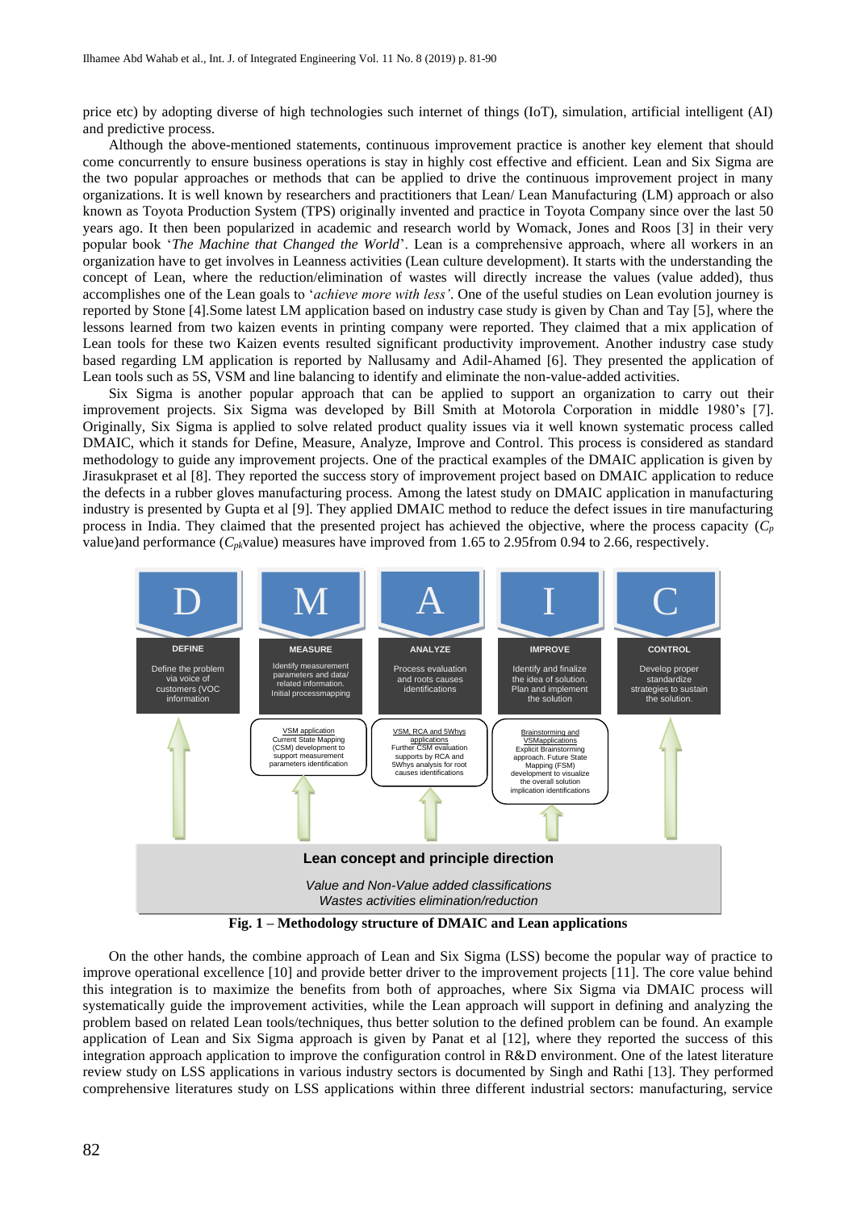price etc) by adopting diverse of high technologies such internet of things (IoT), simulation, artificial intelligent (AI) and predictive process.

Although the above-mentioned statements, continuous improvement practice is another key element that should come concurrently to ensure business operations is stay in highly cost effective and efficient. Lean and Six Sigma are the two popular approaches or methods that can be applied to drive the continuous improvement project in many organizations. It is well known by researchers and practitioners that Lean/ Lean Manufacturing (LM) approach or also known as Toyota Production System (TPS) originally invented and practice in Toyota Company since over the last 50 years ago. It then been popularized in academic and research world by Womack, Jones and Roos [3] in their very popular book '*The Machine that Changed the World*'. Lean is a comprehensive approach, where all workers in an organization have to get involves in Leanness activities (Lean culture development). It starts with the understanding the concept of Lean, where the reduction/elimination of wastes will directly increase the values (value added), thus accomplishes one of the Lean goals to '*achieve more with less'*. One of the useful studies on Lean evolution journey is reported by Stone [4].Some latest LM application based on industry case study is given by Chan and Tay [5], where the lessons learned from two kaizen events in printing company were reported. They claimed that a mix application of Lean tools for these two Kaizen events resulted significant productivity improvement. Another industry case study based regarding LM application is reported by Nallusamy and Adil-Ahamed [6]. They presented the application of Lean tools such as 5S, VSM and line balancing to identify and eliminate the non-value-added activities.

Six Sigma is another popular approach that can be applied to support an organization to carry out their improvement projects. Six Sigma was developed by Bill Smith at Motorola Corporation in middle 1980's [7]. Originally, Six Sigma is applied to solve related product quality issues via it well known systematic process called DMAIC, which it stands for Define, Measure, Analyze, Improve and Control. This process is considered as standard methodology to guide any improvement projects. One of the practical examples of the DMAIC application is given by Jirasukpraset et al [8]. They reported the success story of improvement project based on DMAIC application to reduce the defects in a rubber gloves manufacturing process. Among the latest study on DMAIC application in manufacturing industry is presented by Gupta et al [9]. They applied DMAIC method to reduce the defect issues in tire manufacturing process in India. They claimed that the presented project has achieved the objective, where the process capacity ($C_p$ value)and performance ($C_{pk}$value) measures have improved from 1.65 to 2.95from 0.94 to 2.66, respectively.

| D | M | A | I | C |
|---|---|---|---|---|
| **DEFINE** | **MEASURE** | **ANALYZE** | **IMPROVE** | **CONTROL** |
| Define the problem via voice of customers (VOC information | Identify measurement parameters and data/ related information. Initial processmapping | Process evaluation and roots causes identifications | Identify and finalize the idea of solution. Plan and implement the solution | Develop proper standardize strategies to sustain the solution. |
| | VSM application: Current State Mapping (CSM) development to support measurement parameters identification | VSM, RCA and 5Whys applications: Further CSM evaluation supports by RCA and 5Whys analysis for root causes identifications | Brainstorming and VSMapplications: Explicit Brainstorming approach. Future State Mapping (FSM) development to visualize the overall solution implication identifications | |

**Lean concept and principle direction**

*Value and Non-Value added classifications*
*Wastes activities elimination/reduction*

**Fig. 1 – Methodology structure of DMAIC and Lean applications**

On the other hands, the combine approach of Lean and Six Sigma (LSS) become the popular way of practice to improve operational excellence [10] and provide better driver to the improvement projects [11]. The core value behind this integration is to maximize the benefits from both of approaches, where Six Sigma via DMAIC process will systematically guide the improvement activities, while the Lean approach will support in defining and analyzing the problem based on related Lean tools/techniques, thus better solution to the defined problem can be found. An example application of Lean and Six Sigma approach is given by Panat et al [12], where they reported the success of this integration approach application to improve the configuration control in R&D environment. One of the latest literature review study on LSS applications in various industry sectors is documented by Singh and Rathi [13]. They performed comprehensive literatures study on LSS applications within three different industrial sectors: manufacturing, service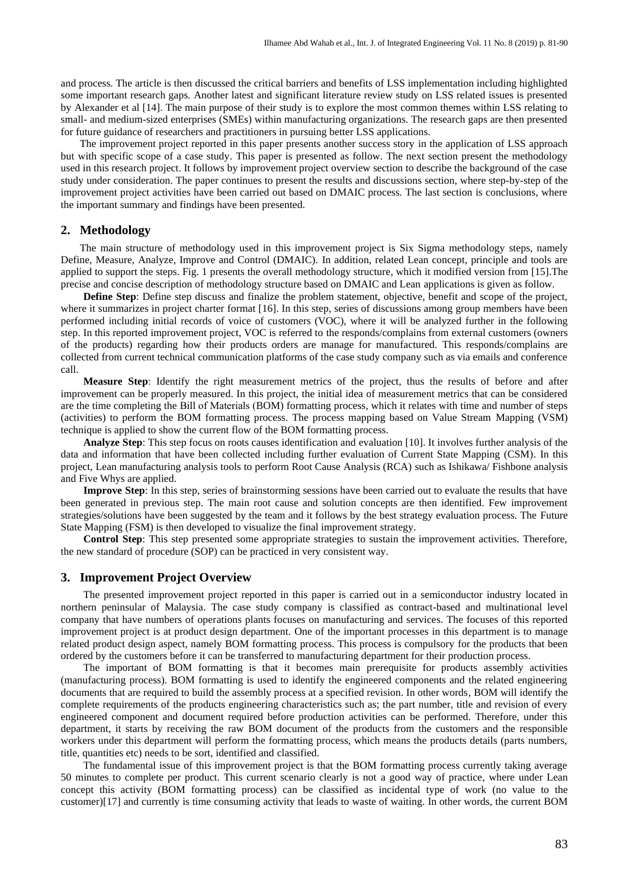and process. The article is then discussed the critical barriers and benefits of LSS implementation including highlighted some important research gaps. Another latest and significant literature review study on LSS related issues is presented by Alexander et al [14]. The main purpose of their study is to explore the most common themes within LSS relating to small- and medium-sized enterprises (SMEs) within manufacturing organizations. The research gaps are then presented for future guidance of researchers and practitioners in pursuing better LSS applications.

The improvement project reported in this paper presents another success story in the application of LSS approach but with specific scope of a case study. This paper is presented as follow. The next section present the methodology used in this research project. It follows by improvement project overview section to describe the background of the case study under consideration. The paper continues to present the results and discussions section, where step-by-step of the improvement project activities have been carried out based on DMAIC process. The last section is conclusions, where the important summary and findings have been presented.

## 2. Methodology

The main structure of methodology used in this improvement project is Six Sigma methodology steps, namely Define, Measure, Analyze, Improve and Control (DMAIC). In addition, related Lean concept, principle and tools are applied to support the steps. Fig. 1 presents the overall methodology structure, which it modified version from [15].The precise and concise description of methodology structure based on DMAIC and Lean applications is given as follow.

**Define Step**: Define step discuss and finalize the problem statement, objective, benefit and scope of the project, where it summarizes in project charter format [16]. In this step, series of discussions among group members have been performed including initial records of voice of customers (VOC), where it will be analyzed further in the following step. In this reported improvement project, VOC is referred to the responds/complains from external customers (owners of the products) regarding how their products orders are manage for manufactured. This responds/complains are collected from current technical communication platforms of the case study company such as via emails and conference call.

**Measure Step**: Identify the right measurement metrics of the project, thus the results of before and after improvement can be properly measured. In this project, the initial idea of measurement metrics that can be considered are the time completing the Bill of Materials (BOM) formatting process, which it relates with time and number of steps (activities) to perform the BOM formatting process. The process mapping based on Value Stream Mapping (VSM) technique is applied to show the current flow of the BOM formatting process.

**Analyze Step**: This step focus on roots causes identification and evaluation [10]. It involves further analysis of the data and information that have been collected including further evaluation of Current State Mapping (CSM). In this project, Lean manufacturing analysis tools to perform Root Cause Analysis (RCA) such as Ishikawa/ Fishbone analysis and Five Whys are applied.

**Improve Step**: In this step, series of brainstorming sessions have been carried out to evaluate the results that have been generated in previous step. The main root cause and solution concepts are then identified. Few improvement strategies/solutions have been suggested by the team and it follows by the best strategy evaluation process. The Future State Mapping (FSM) is then developed to visualize the final improvement strategy.

**Control Step**: This step presented some appropriate strategies to sustain the improvement activities. Therefore, the new standard of procedure (SOP) can be practiced in very consistent way.

## 3. Improvement Project Overview

The presented improvement project reported in this paper is carried out in a semiconductor industry located in northern peninsular of Malaysia. The case study company is classified as contract-based and multinational level company that have numbers of operations plants focuses on manufacturing and services. The focuses of this reported improvement project is at product design department. One of the important processes in this department is to manage related product design aspect, namely BOM formatting process. This process is compulsory for the products that been ordered by the customers before it can be transferred to manufacturing department for their production process.

The important of BOM formatting is that it becomes main prerequisite for products assembly activities (manufacturing process). BOM formatting is used to identify the engineered components and the related engineering documents that are required to build the assembly process at a specified revision. In other words, BOM will identify the complete requirements of the products engineering characteristics such as; the part number, title and revision of every engineered component and document required before production activities can be performed. Therefore, under this department, it starts by receiving the raw BOM document of the products from the customers and the responsible workers under this department will perform the formatting process, which means the products details (parts numbers, title, quantities etc) needs to be sort, identified and classified.

The fundamental issue of this improvement project is that the BOM formatting process currently taking average 50 minutes to complete per product. This current scenario clearly is not a good way of practice, where under Lean concept this activity (BOM formatting process) can be classified as incidental type of work (no value to the customer)[17] and currently is time consuming activity that leads to waste of waiting. In other words, the current BOM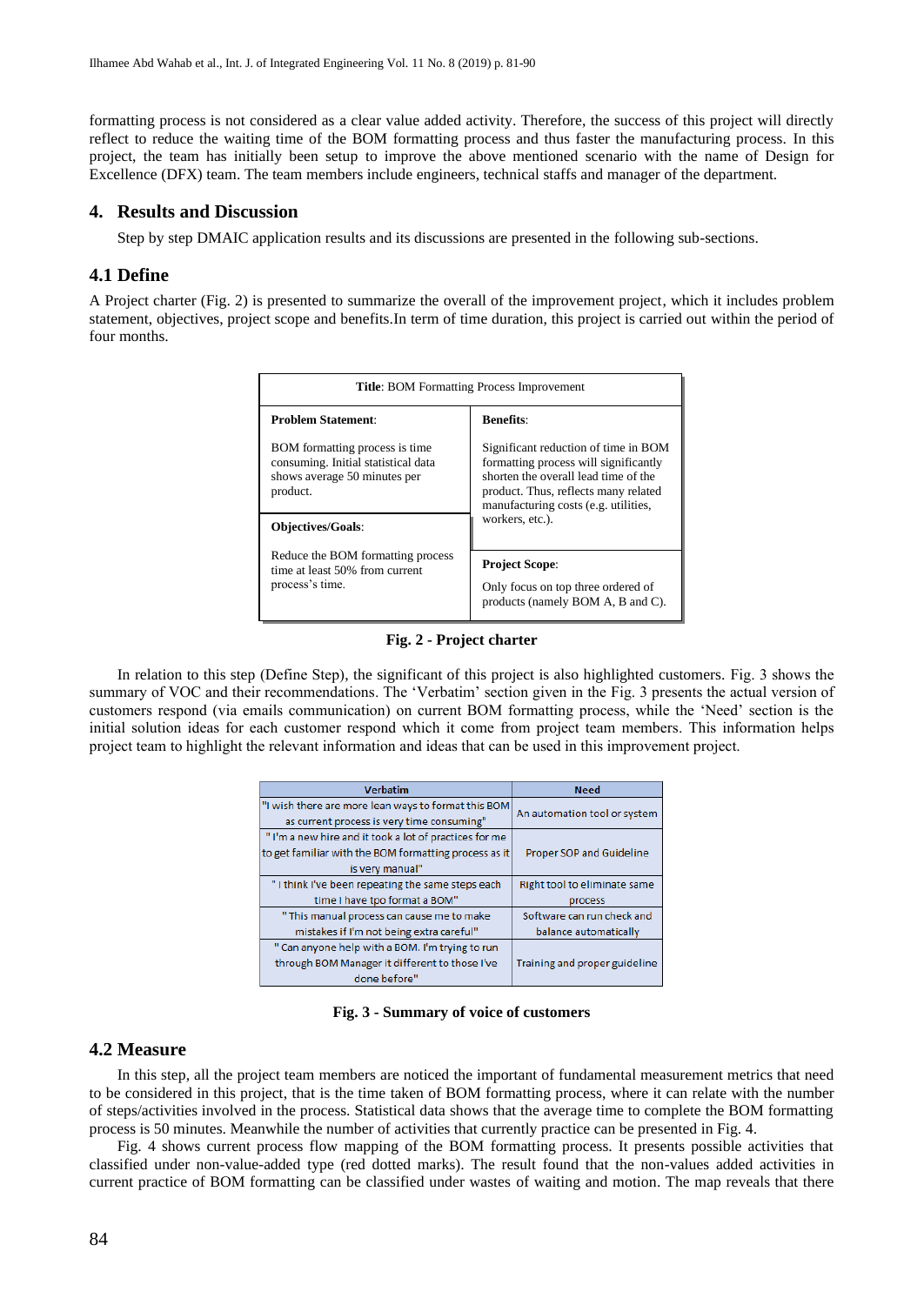formatting process is not considered as a clear value added activity. Therefore, the success of this project will directly reflect to reduce the waiting time of the BOM formatting process and thus faster the manufacturing process. In this project, the team has initially been setup to improve the above mentioned scenario with the name of Design for Excellence (DFX) team. The team members include engineers, technical staffs and manager of the department.

## 4. Results and Discussion

Step by step DMAIC application results and its discussions are presented in the following sub-sections.

### 4.1 Define

A Project charter (Fig. 2) is presented to summarize the overall of the improvement project, which it includes problem statement, objectives, project scope and benefits.In term of time duration, this project is carried out within the period of four months.

| **Title**: BOM Formatting Process Improvement | |
|---|---|
| **Problem Statement**: BOM formatting process is time consuming. Initial statistical data shows average 50 minutes per product. | **Benefits**: Significant reduction of time in BOM formatting process will significantly shorten the overall lead time of the product. Thus, reflects many related manufacturing costs (e.g. utilities, workers, etc.). |
| **Objectives/Goals**: Reduce the BOM formatting process time at least 50% from current process's time. | **Project Scope**: Only focus on top three ordered of products (namely BOM A, B and C). |

**Fig. 2 - Project charter**

In relation to this step (Define Step), the significant of this project is also highlighted customers. Fig. 3 shows the summary of VOC and their recommendations. The 'Verbatim' section given in the Fig. 3 presents the actual version of customers respond (via emails communication) on current BOM formatting process, while the 'Need' section is the initial solution ideas for each customer respond which it come from project team members. This information helps project team to highlight the relevant information and ideas that can be used in this improvement project.

| Verbatim | Need |
|---|---|
| "I wish there are more lean ways to format this BOM as current process is very time consuming" | An automation tool or system |
| " I'm a new hire and it took a lot of practices for me to get familiar with the BOM formatting process as it is very manual" | Proper SOP and Guideline |
| " I think I've been repeating the same steps each time I have tpo format a BOM" | Right tool to eliminate same process |
| " This manual process can cause me to make mistakes if I'm not being extra careful" | Software can run check and balance automatically |
| " Can anyone help with a BOM. I'm trying to run through BOM Manager it different to those I've done before" | Training and proper guideline |

**Fig. 3 - Summary of voice of customers**

### 4.2 Measure

In this step, all the project team members are noticed the important of fundamental measurement metrics that need to be considered in this project, that is the time taken of BOM formatting process, where it can relate with the number of steps/activities involved in the process. Statistical data shows that the average time to complete the BOM formatting process is 50 minutes. Meanwhile the number of activities that currently practice can be presented in Fig. 4.

Fig. 4 shows current process flow mapping of the BOM formatting process. It presents possible activities that classified under non-value-added type (red dotted marks). The result found that the non-values added activities in current practice of BOM formatting can be classified under wastes of waiting and motion. The map reveals that there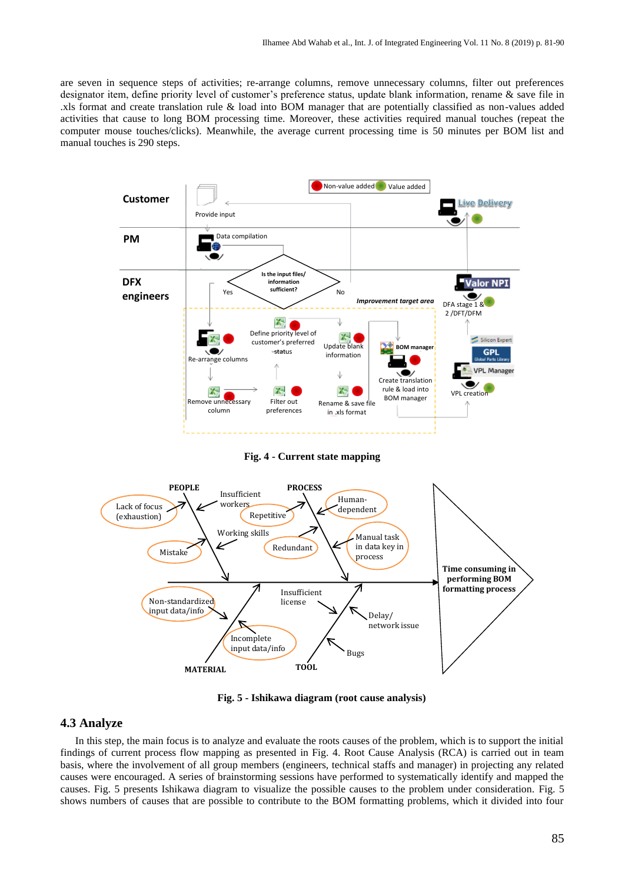are seven in sequence steps of activities; re-arrange columns, remove unnecessary columns, filter out preferences designator item, define priority level of customer's preference status, update blank information, rename & save file in .xls format and create translation rule & load into BOM manager that are potentially classified as non-values added activities that cause to long BOM processing time. Moreover, these activities required manual touches (repeat the computer mouse touches/clicks). Meanwhile, the average current processing time is 50 minutes per BOM list and manual touches is 290 steps.

**Fig. 4 - Current state mapping**

**Fig. 5 - Ishikawa diagram (root cause analysis)**

## 4.3 Analyze

In this step, the main focus is to analyze and evaluate the roots causes of the problem, which is to support the initial findings of current process flow mapping as presented in Fig. 4. Root Cause Analysis (RCA) is carried out in team basis, where the involvement of all group members (engineers, technical staffs and manager) in projecting any related causes were encouraged. A series of brainstorming sessions have performed to systematically identify and mapped the causes. Fig. 5 presents Ishikawa diagram to visualize the possible causes to the problem under consideration. Fig. 5 shows numbers of causes that are possible to contribute to the BOM formatting problems, which it divided into four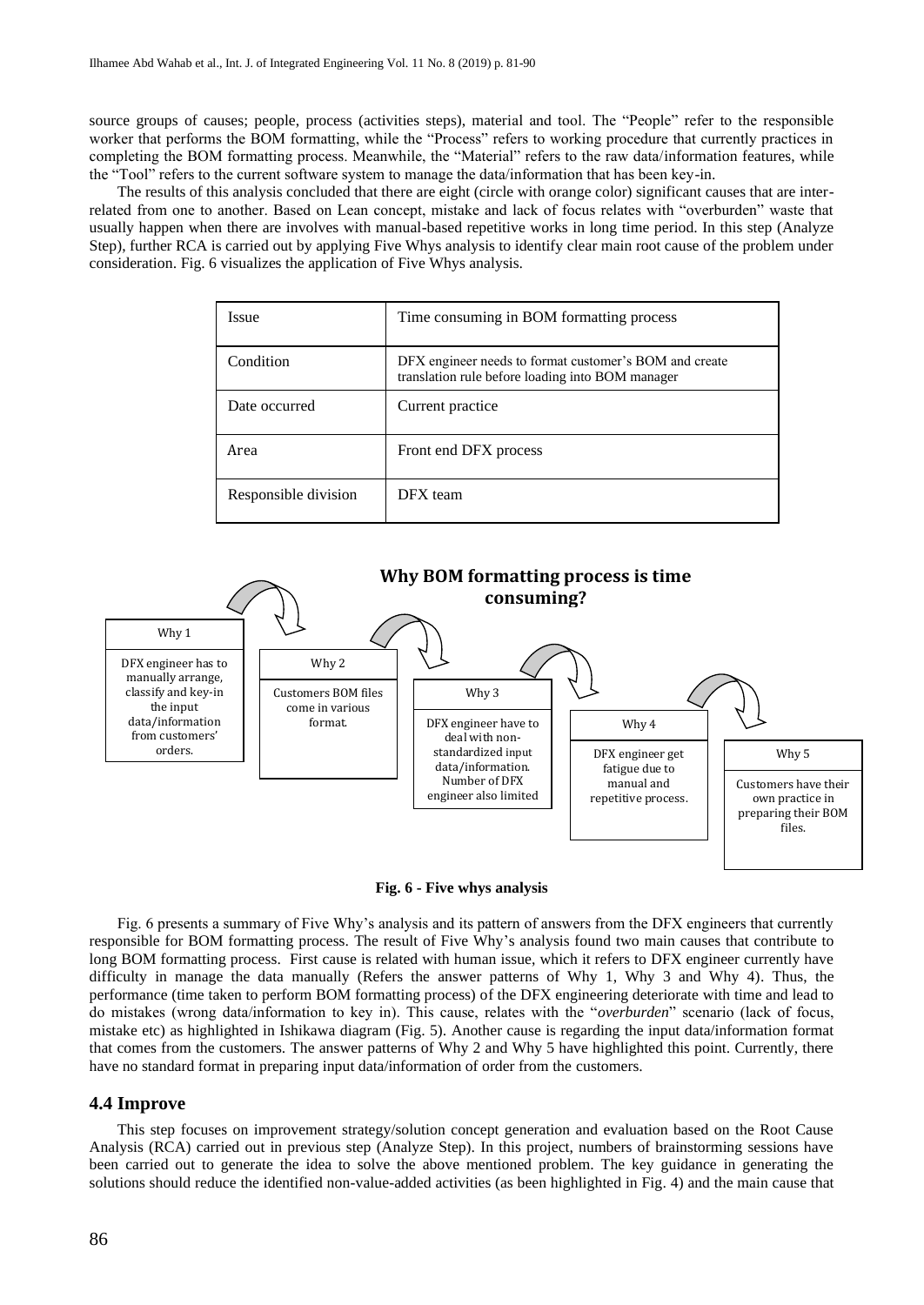source groups of causes; people, process (activities steps), material and tool. The "People" refer to the responsible worker that performs the BOM formatting, while the "Process" refers to working procedure that currently practices in completing the BOM formatting process. Meanwhile, the "Material" refers to the raw data/information features, while the "Tool" refers to the current software system to manage the data/information that has been key-in.

The results of this analysis concluded that there are eight (circle with orange color) significant causes that are inter-related from one to another. Based on Lean concept, mistake and lack of focus relates with "overburden" waste that usually happen when there are involves with manual-based repetitive works in long time period. In this step (Analyze Step), further RCA is carried out by applying Five Whys analysis to identify clear main root cause of the problem under consideration. Fig. 6 visualizes the application of Five Whys analysis.

| Issue | Time consuming in BOM formatting process |
|---|---|
| Condition | DFX engineer needs to format customer's BOM and create translation rule before loading into BOM manager |
| Date occurred | Current practice |
| Area | Front end DFX process |
| Responsible division | DFX team |

**Why BOM formatting process is time consuming?**

| Why 1 | Why 2 | Why 3 | Why 4 | Why 5 |
|---|---|---|---|---|
| DFX engineer has to manually arrange, classify and key-in the input data/information from customers' orders. | Customers BOM files come in various format. | DFX engineer have to deal with non-standardized input data/information. Number of DFX engineer also limited | DFX engineer get fatigue due to manual and repetitive process. | Customers have their own practice in preparing their BOM files. |

**Fig. 6 - Five whys analysis**

Fig. 6 presents a summary of Five Why's analysis and its pattern of answers from the DFX engineers that currently responsible for BOM formatting process. The result of Five Why's analysis found two main causes that contribute to long BOM formatting process. First cause is related with human issue, which it refers to DFX engineer currently have difficulty in manage the data manually (Refers the answer patterns of Why 1, Why 3 and Why 4). Thus, the performance (time taken to perform BOM formatting process) of the DFX engineering deteriorate with time and lead to do mistakes (wrong data/information to key in). This cause, relates with the "*overburden*" scenario (lack of focus, mistake etc) as highlighted in Ishikawa diagram (Fig. 5). Another cause is regarding the input data/information format that comes from the customers. The answer patterns of Why 2 and Why 5 have highlighted this point. Currently, there have no standard format in preparing input data/information of order from the customers.

## 4.4 Improve

This step focuses on improvement strategy/solution concept generation and evaluation based on the Root Cause Analysis (RCA) carried out in previous step (Analyze Step). In this project, numbers of brainstorming sessions have been carried out to generate the idea to solve the above mentioned problem. The key guidance in generating the solutions should reduce the identified non-value-added activities (as been highlighted in Fig. 4) and the main cause that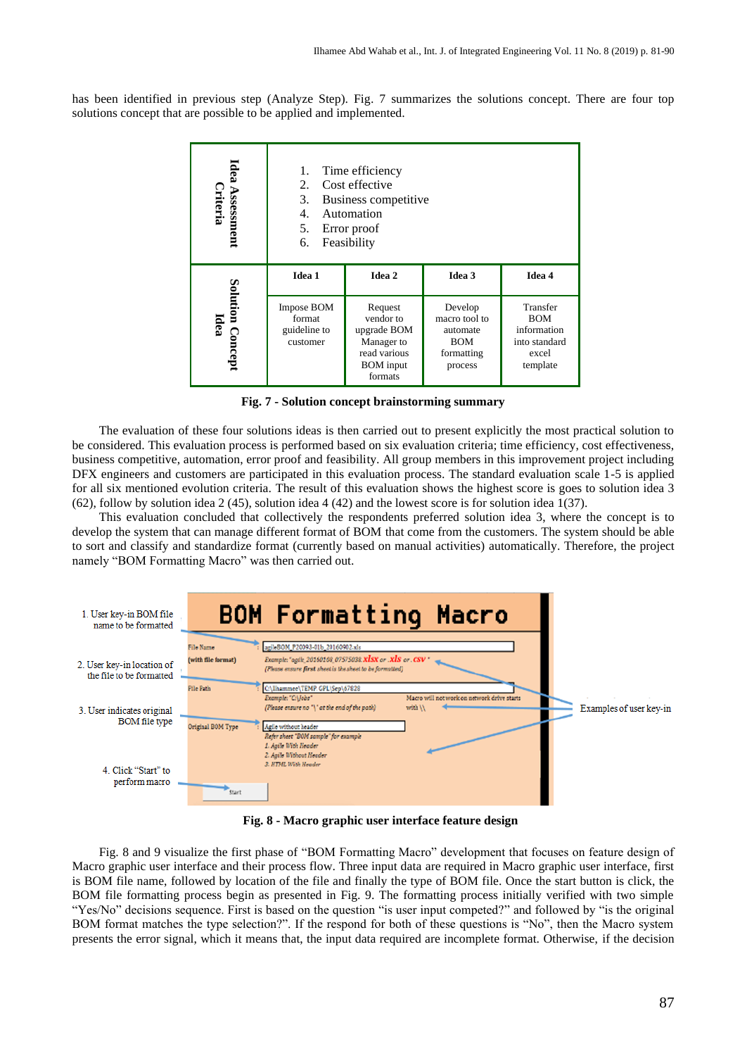has been identified in previous step (Analyze Step). Fig. 7 summarizes the solutions concept. There are four top solutions concept that are possible to be applied and implemented.

| Idea Assessment Criteria | 1. Time efficiency<br>2. Cost effective<br>3. Business competitive<br>4. Automation<br>5. Error proof<br>6. Feasibility | | | |
|---|---|---|---|---|
| **Solution Concept Idea** | **Idea 1** | **Idea 2** | **Idea 3** | **Idea 4** |
| | Impose BOM format guideline to customer | Request vendor to upgrade BOM Manager to read various BOM input formats | Develop macro tool to automate BOM formatting process | Transfer BOM information into standard excel template |

**Fig. 7 - Solution concept brainstorming summary**

The evaluation of these four solutions ideas is then carried out to present explicitly the most practical solution to be considered. This evaluation process is performed based on six evaluation criteria; time efficiency, cost effectiveness, business competitive, automation, error proof and feasibility. All group members in this improvement project including DFX engineers and customers are participated in this evaluation process. The standard evaluation scale 1-5 is applied for all six mentioned evolution criteria. The result of this evaluation shows the highest score is goes to solution idea 3 (62), follow by solution idea 2 (45), solution idea 4 (42) and the lowest score is for solution idea 1(37).

This evaluation concluded that collectively the respondents preferred solution idea 3, where the concept is to develop the system that can manage different format of BOM that come from the customers. The system should be able to sort and classify and standardize format (currently based on manual activities) automatically. Therefore, the project namely "BOM Formatting Macro" was then carried out.

**Fig. 8 - Macro graphic user interface feature design**

Fig. 8 and 9 visualize the first phase of "BOM Formatting Macro" development that focuses on feature design of Macro graphic user interface and their process flow. Three input data are required in Macro graphic user interface, first is BOM file name, followed by location of the file and finally the type of BOM file. Once the start button is click, the BOM file formatting process begin as presented in Fig. 9. The formatting process initially verified with two simple "Yes/No" decisions sequence. First is based on the question "is user input competed?" and followed by "is the original BOM format matches the type selection?". If the respond for both of these questions is "No", then the Macro system presents the error signal, which it means that, the input data required are incomplete format. Otherwise, if the decision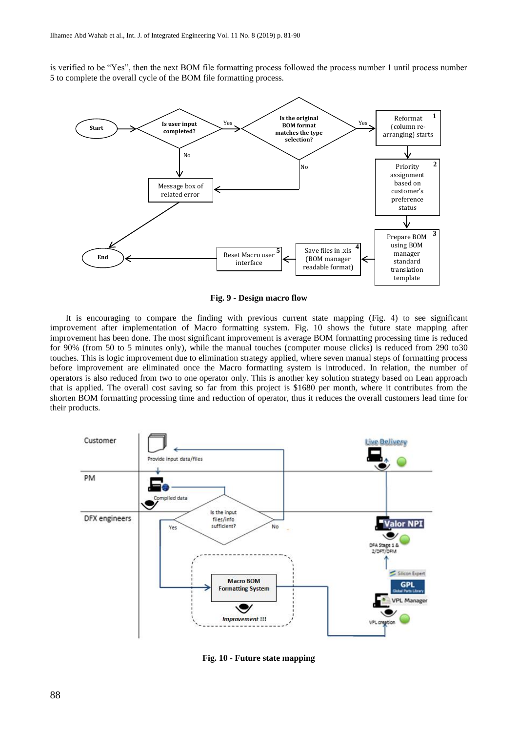is verified to be "Yes", then the next BOM file formatting process followed the process number 1 until process number 5 to complete the overall cycle of the BOM file formatting process.

**Fig. 9 - Design macro flow**

It is encouraging to compare the finding with previous current state mapping (Fig. 4) to see significant improvement after implementation of Macro formatting system. Fig. 10 shows the future state mapping after improvement has been done. The most significant improvement is average BOM formatting processing time is reduced for 90% (from 50 to 5 minutes only), while the manual touches (computer mouse clicks) is reduced from 290 to30 touches. This is logic improvement due to elimination strategy applied, where seven manual steps of formatting process before improvement are eliminated once the Macro formatting system is introduced. In relation, the number of operators is also reduced from two to one operator only. This is another key solution strategy based on Lean approach that is applied. The overall cost saving so far from this project is $1680 per month, where it contributes from the shorten BOM formatting processing time and reduction of operator, thus it reduces the overall customers lead time for their products.

**Fig. 10 - Future state mapping**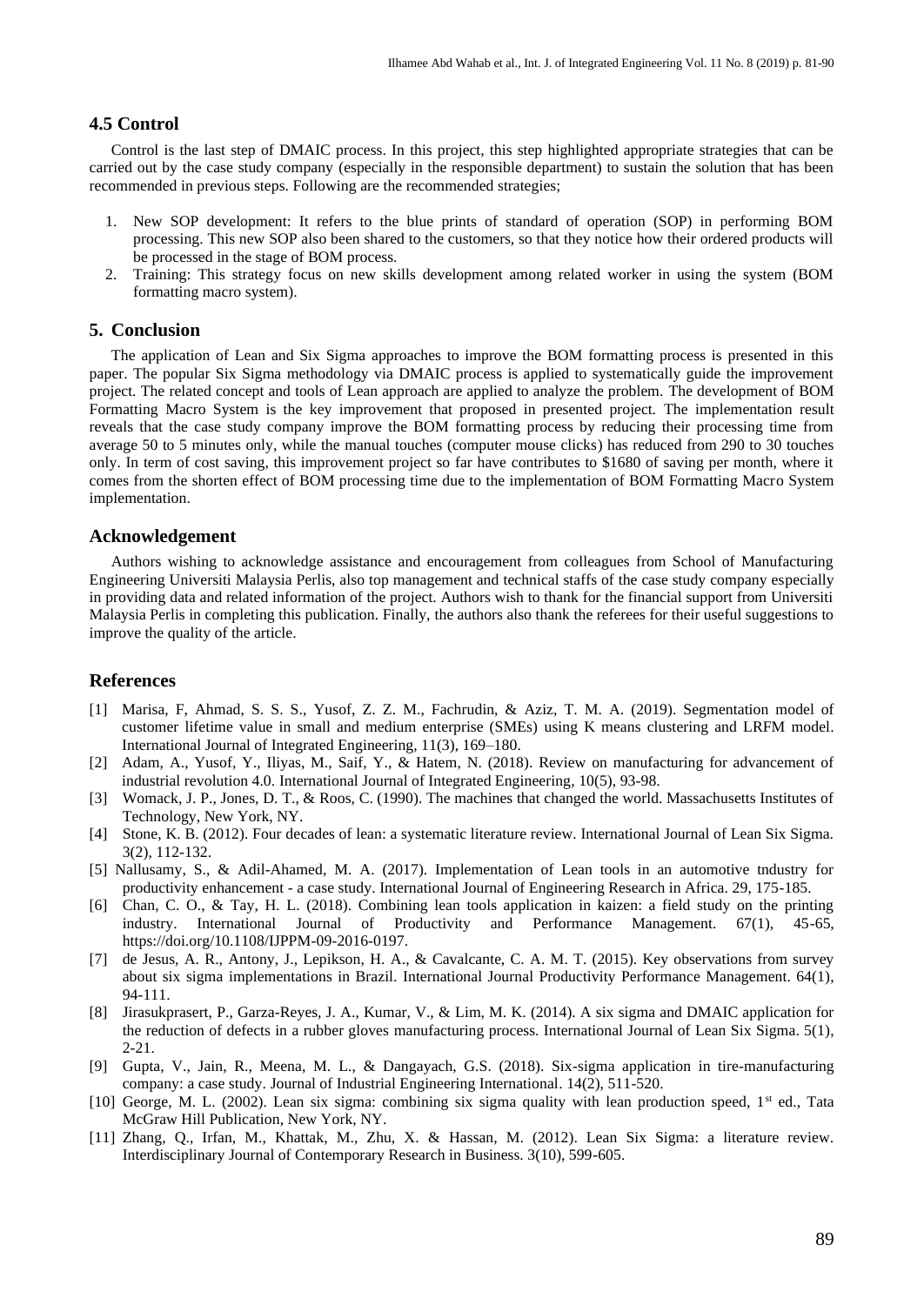## 4.5 Control

Control is the last step of DMAIC process. In this project, this step highlighted appropriate strategies that can be carried out by the case study company (especially in the responsible department) to sustain the solution that has been recommended in previous steps. Following are the recommended strategies;

1. New SOP development: It refers to the blue prints of standard of operation (SOP) in performing BOM processing. This new SOP also been shared to the customers, so that they notice how their ordered products will be processed in the stage of BOM process.
2. Training: This strategy focus on new skills development among related worker in using the system (BOM formatting macro system).

## 5. Conclusion

The application of Lean and Six Sigma approaches to improve the BOM formatting process is presented in this paper. The popular Six Sigma methodology via DMAIC process is applied to systematically guide the improvement project. The related concept and tools of Lean approach are applied to analyze the problem. The development of BOM Formatting Macro System is the key improvement that proposed in presented project. The implementation result reveals that the case study company improve the BOM formatting process by reducing their processing time from average 50 to 5 minutes only, while the manual touches (computer mouse clicks) has reduced from 290 to 30 touches only. In term of cost saving, this improvement project so far have contributes to $1680 of saving per month, where it comes from the shorten effect of BOM processing time due to the implementation of BOM Formatting Macro System implementation.

## Acknowledgement

Authors wishing to acknowledge assistance and encouragement from colleagues from School of Manufacturing Engineering Universiti Malaysia Perlis, also top management and technical staffs of the case study company especially in providing data and related information of the project. Authors wish to thank for the financial support from Universiti Malaysia Perlis in completing this publication. Finally, the authors also thank the referees for their useful suggestions to improve the quality of the article.

## References

[1] Marisa, F, Ahmad, S. S. S., Yusof, Z. Z. M., Fachrudin, & Aziz, T. M. A. (2019). Segmentation model of customer lifetime value in small and medium enterprise (SMEs) using K means clustering and LRFM model. International Journal of Integrated Engineering, 11(3), 169–180.

[2] Adam, A., Yusof, Y., Iliyas, M., Saif, Y., & Hatem, N. (2018). Review on manufacturing for advancement of industrial revolution 4.0. International Journal of Integrated Engineering, 10(5), 93-98.

[3] Womack, J. P., Jones, D. T., & Roos, C. (1990). The machines that changed the world. Massachusetts Institutes of Technology, New York, NY.

[4] Stone, K. B. (2012). Four decades of lean: a systematic literature review. International Journal of Lean Six Sigma. 3(2), 112-132.

[5] Nallusamy, S., & Adil-Ahamed, M. A. (2017). Implementation of Lean tools in an automotive tndustry for productivity enhancement - a case study. International Journal of Engineering Research in Africa. 29, 175-185.

[6] Chan, C. O., & Tay, H. L. (2018). Combining lean tools application in kaizen: a field study on the printing industry. International Journal of Productivity and Performance Management. 67(1), 45-65, https://doi.org/10.1108/IJPPM-09-2016-0197.

[7] de Jesus, A. R., Antony, J., Lepikson, H. A., & Cavalcante, C. A. M. T. (2015). Key observations from survey about six sigma implementations in Brazil. International Journal Productivity Performance Management. 64(1), 94-111.

[8] Jirasukprasert, P., Garza-Reyes, J. A., Kumar, V., & Lim, M. K. (2014). A six sigma and DMAIC application for the reduction of defects in a rubber gloves manufacturing process. International Journal of Lean Six Sigma. 5(1), 2-21.

[9] Gupta, V., Jain, R., Meena, M. L., & Dangayach, G.S. (2018). Six-sigma application in tire-manufacturing company: a case study. Journal of Industrial Engineering International. 14(2), 511-520.

[10] George, M. L. (2002). Lean six sigma: combining six sigma quality with lean production speed, 1st ed., Tata McGraw Hill Publication, New York, NY.

[11] Zhang, Q., Irfan, M., Khattak, M., Zhu, X. & Hassan, M. (2012). Lean Six Sigma: a literature review. Interdisciplinary Journal of Contemporary Research in Business. 3(10), 599-605.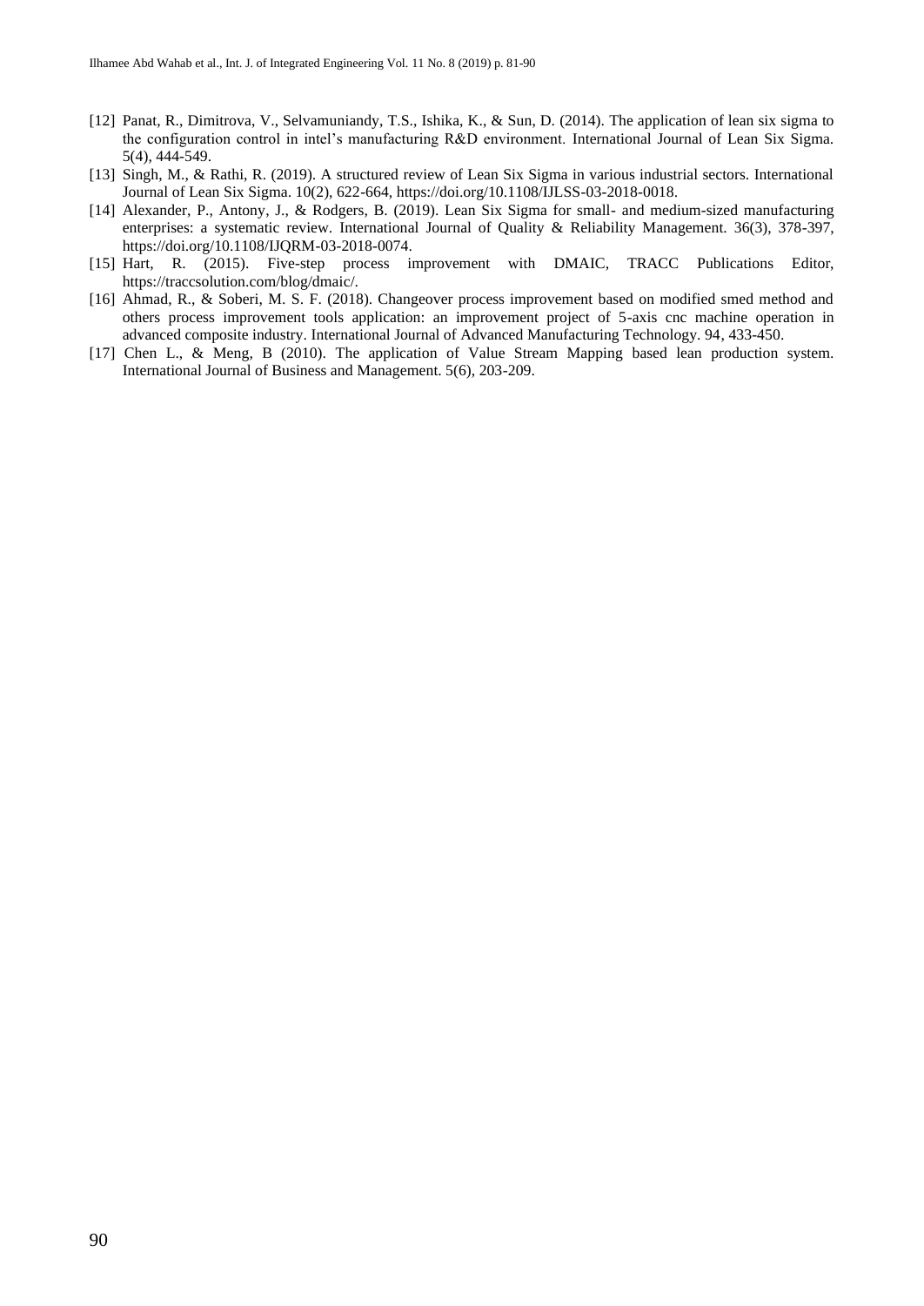[12] Panat, R., Dimitrova, V., Selvamuniandy, T.S., Ishika, K., & Sun, D. (2014). The application of lean six sigma to the configuration control in intel's manufacturing R&D environment. International Journal of Lean Six Sigma. 5(4), 444-549.

[13] Singh, M., & Rathi, R. (2019). A structured review of Lean Six Sigma in various industrial sectors. International Journal of Lean Six Sigma. 10(2), 622-664, https://doi.org/10.1108/IJLSS-03-2018-0018.

[14] Alexander, P., Antony, J., & Rodgers, B. (2019). Lean Six Sigma for small- and medium-sized manufacturing enterprises: a systematic review. International Journal of Quality & Reliability Management. 36(3), 378-397, https://doi.org/10.1108/IJQRM-03-2018-0074.

[15] Hart, R. (2015). Five-step process improvement with DMAIC, TRACC Publications Editor, https://traccsolution.com/blog/dmaic/.

[16] Ahmad, R., & Soberi, M. S. F. (2018). Changeover process improvement based on modified smed method and others process improvement tools application: an improvement project of 5-axis cnc machine operation in advanced composite industry. International Journal of Advanced Manufacturing Technology. 94, 433-450.

[17] Chen L., & Meng, B (2010). The application of Value Stream Mapping based lean production system. International Journal of Business and Management. 5(6), 203-209.